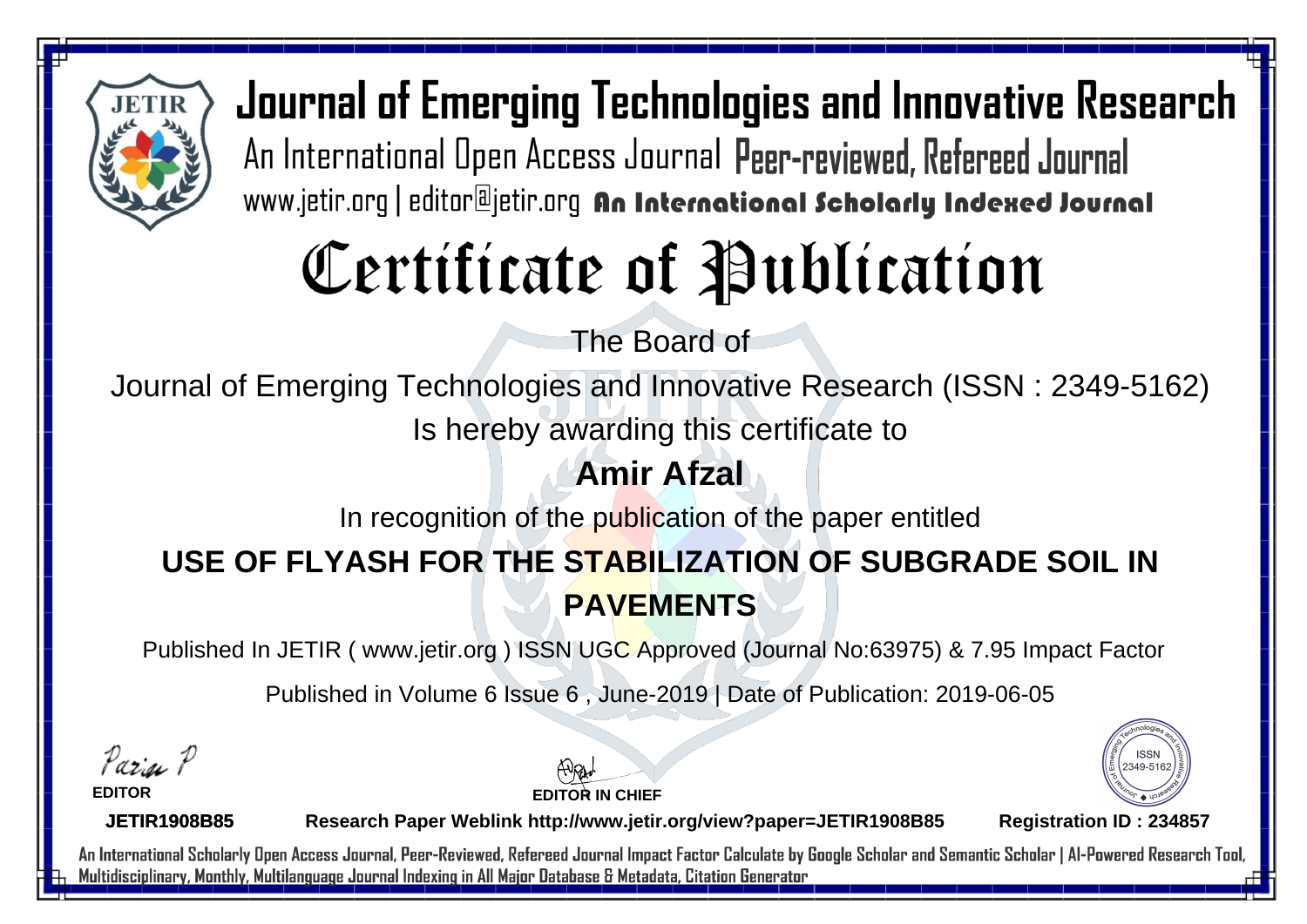# Journal of Emerging Technologies and Innovative Research

An International Open Access Journal Peer-reviewed, Refereed Journal

www.jetir.org | editor@jetir.org **An International Scholarly Indexed Journal**

# Certificate of Publication

The Board of

Journal of Emerging Technologies and Innovative Research (ISSN : 2349-5162)

Is hereby awarding this certificate to

**Amir Afzal**

In recognition of the publication of the paper entitled

**USE OF FLYASH FOR THE STABILIZATION OF SUBGRADE SOIL IN PAVEMENTS**

Published In JETIR ( www.jetir.org ) ISSN UGC Approved (Journal No:63975) & 7.95 Impact Factor

Published in Volume 6 Issue 6 , June-2019 | Date of Publication: 2019-06-05

**EDITOR**

**EDITOR IN CHIEF**

ISSN 2349-5162

**JETIR1908B85** **Research Paper Weblink http://www.jetir.org/view?paper=JETIR1908B85** **Registration ID : 234857**

An International Scholarly Open Access Journal, Peer-Reviewed, Refereed Journal Impact Factor Calculate by Google Scholar and Semantic Scholar | AI-Powered Research Tool, Multidisciplinary, Monthly, Multilanguage Journal Indexing in All Major Database & Metadata, Citation Generator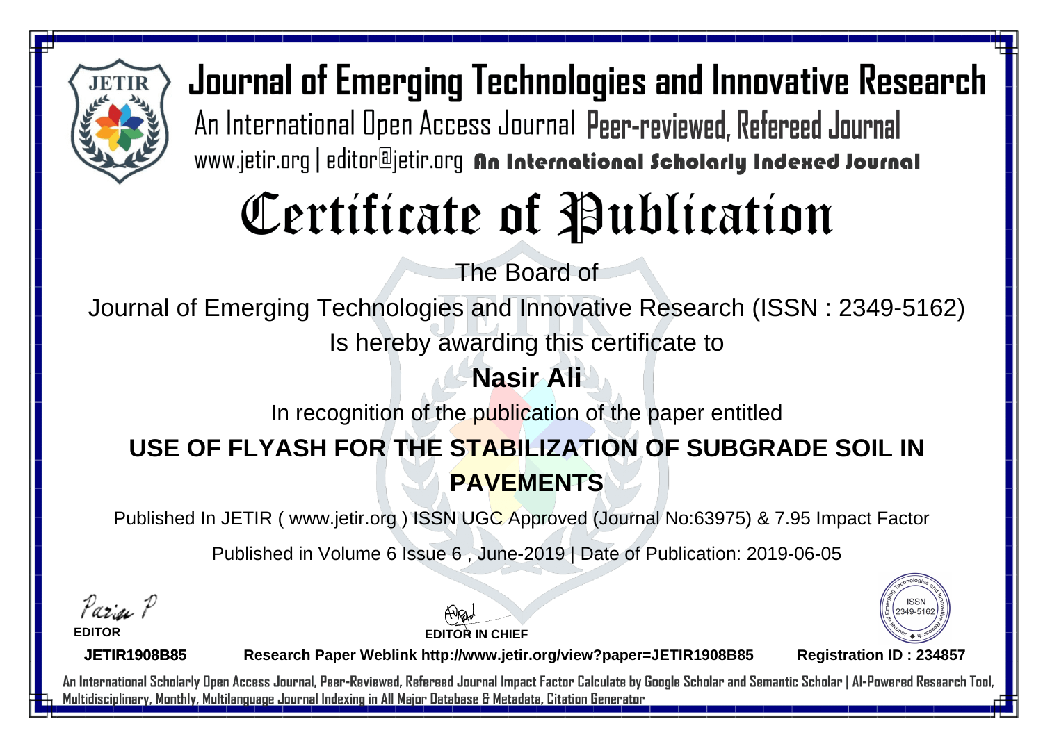# Journal of Emerging Technologies and Innovative Research

An International Open Access Journal Peer-reviewed, Refereed Journal

www.jetir.org | editor@jetir.org **An International Scholarly Indexed Journal**

# Certificate of Publication

The Board of

Journal of Emerging Technologies and Innovative Research (ISSN : 2349-5162)

Is hereby awarding this certificate to

## Nasir Ali

In recognition of the publication of the paper entitled

## USE OF FLYASH FOR THE STABILIZATION OF SUBGRADE SOIL IN PAVEMENTS

Published In JETIR ( www.jetir.org ) ISSN UGC Approved (Journal No:63975) & 7.95 Impact Factor

Published in Volume 6 Issue 6 , June-2019 | Date of Publication: 2019-06-05

**EDITOR**

**EDITOR IN CHIEF**

ISSN 2349-5162

**JETIR1908B85** **Research Paper Weblink http://www.jetir.org/view?paper=JETIR1908B85** **Registration ID : 234857**

An International Scholarly Open Access Journal, Peer-Reviewed, Refereed Journal Impact Factor Calculate by Google Scholar and Semantic Scholar | AI-Powered Research Tool, Multidisciplinary, Monthly, Multilanguage Journal Indexing in All Major Database & Metadata, Citation Generator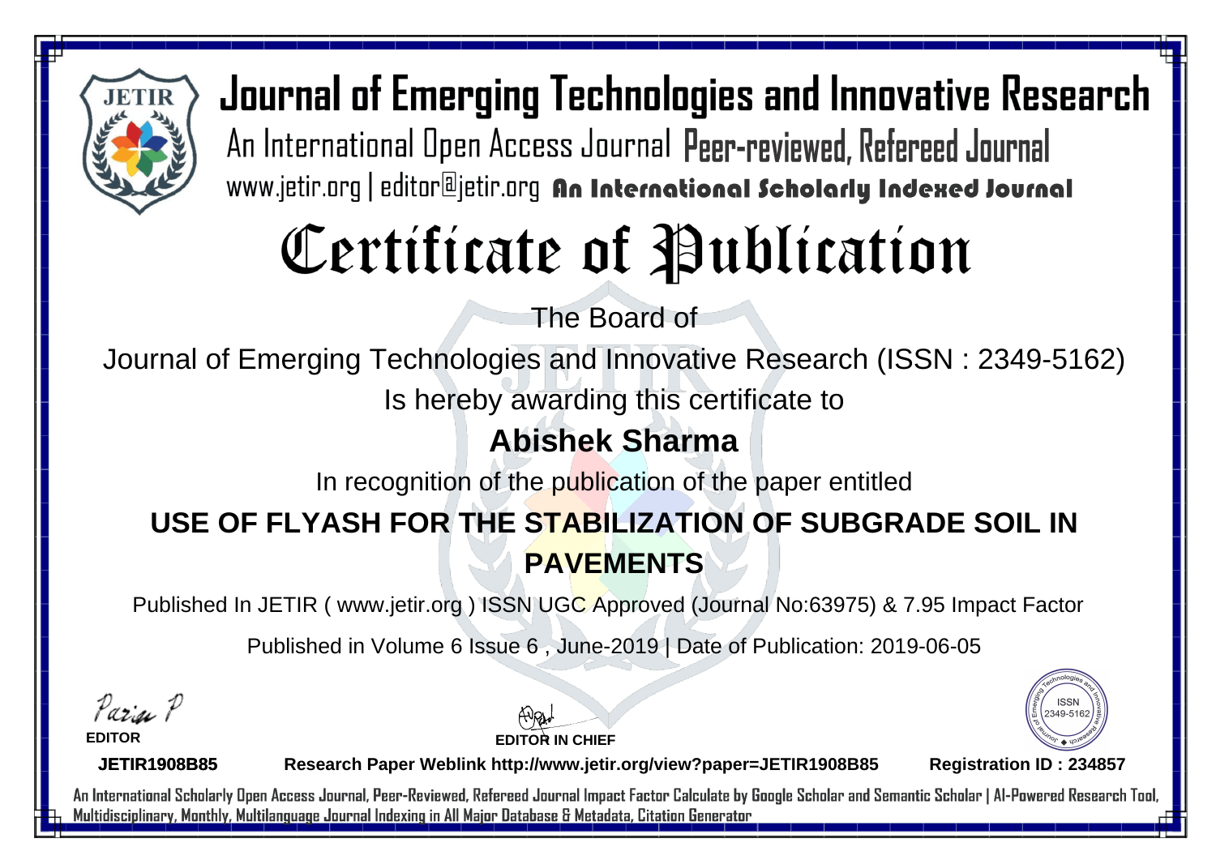# Journal of Emerging Technologies and Innovative Research

An International Open Access Journal Peer-reviewed, Refereed Journal

www.jetir.org | editor@jetir.org **An International Scholarly Indexed Journal**

# Certificate of Publication

The Board of

Journal of Emerging Technologies and Innovative Research (ISSN : 2349-5162)

Is hereby awarding this certificate to

## Abishek Sharma

In recognition of the publication of the paper entitled

## USE OF FLYASH FOR THE STABILIZATION OF SUBGRADE SOIL IN PAVEMENTS

Published In JETIR ( www.jetir.org ) ISSN UGC Approved (Journal No:63975) & 7.95 Impact Factor

Published in Volume 6 Issue 6 , June-2019 | Date of Publication: 2019-06-05

**EDITOR**

**EDITOR IN CHIEF**

**JETIR1908B85** **Research Paper Weblink http://www.jetir.org/view?paper=JETIR1908B85** **Registration ID : 234857**

An International Scholarly Open Access Journal, Peer-Reviewed, Refereed Journal Impact Factor Calculate by Google Scholar and Semantic Scholar | AI-Powered Research Tool, Multidisciplinary, Monthly, Multilanguage Journal Indexing in All Major Database & Metadata, Citation Generator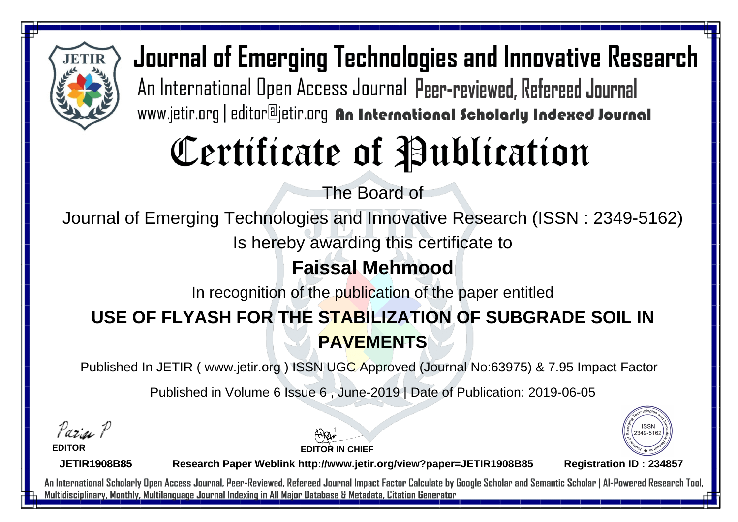# Journal of Emerging Technologies and Innovative Research

An International Open Access Journal Peer-reviewed, Refereed Journal

www.jetir.org | editor@jetir.org An International Scholarly Indexed Journal

# Certificate of Publication

The Board of

Journal of Emerging Technologies and Innovative Research (ISSN : 2349-5162)

Is hereby awarding this certificate to

**Faissal Mehmood**

In recognition of the publication of the paper entitled

**USE OF FLYASH FOR THE STABILIZATION OF SUBGRADE SOIL IN PAVEMENTS**

Published In JETIR ( www.jetir.org ) ISSN UGC Approved (Journal No:63975) & 7.95 Impact Factor

Published in Volume 6 Issue 6 , June-2019 | Date of Publication: 2019-06-05

**EDITOR**

**EDITOR IN CHIEF**

ISSN 2349-5162

**JETIR1908B85** **Research Paper Weblink http://www.jetir.org/view?paper=JETIR1908B85** **Registration ID : 234857**

An International Scholarly Open Access Journal, Peer-Reviewed, Refereed Journal Impact Factor Calculate by Google Scholar and Semantic Scholar | AI-Powered Research Tool, Multidisciplinary, Monthly, Multilanguage Journal Indexing in All Major Database & Metadata, Citation Generator